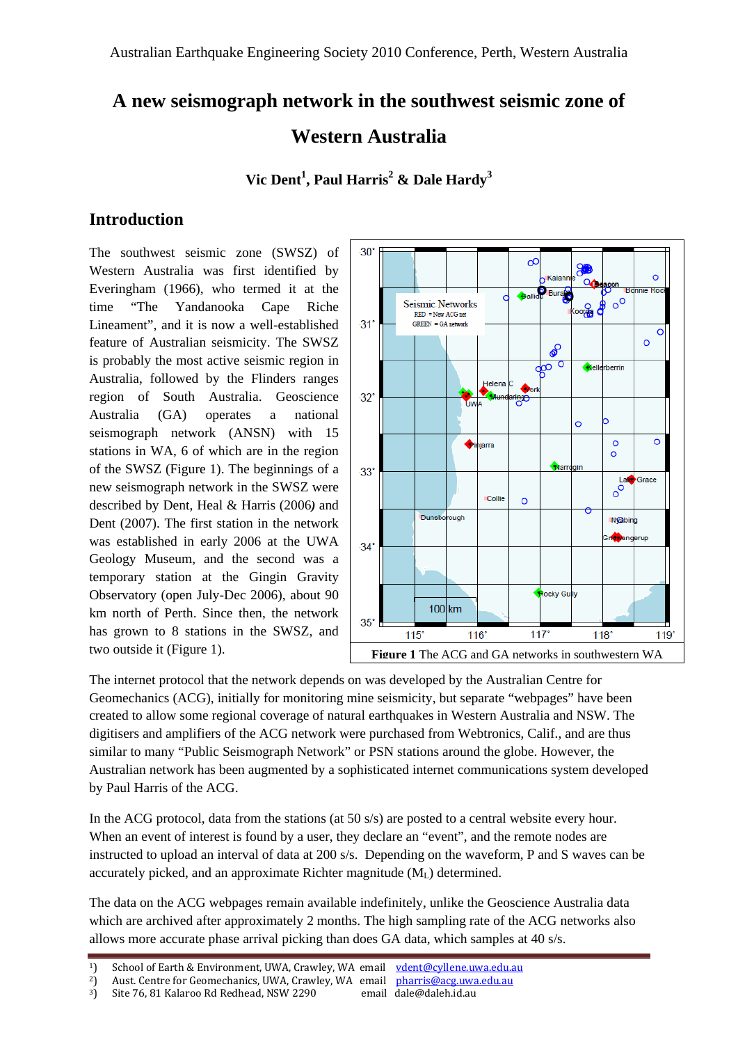# A new seismograph network in the southwest seismic zone of Western Australia

**Vic Dent[1], Paul Harris[2] & Dale Hardy[3]**

## Introduction

The southwest seismic zone (SWSZ) of Western Australia was first identified by Everingham (1966), who termed it at the time "The Yandanooka Cape Riche Lineament", and it is now a well-established feature of Australian seismicity. The SWSZ is probably the most active seismic region in Australia, followed by the Flinders ranges region of South Australia. Geoscience Australia (GA) operates a national seismograph network (ANSN) with 15 stations in WA, 6 of which are in the region of the SWSZ (Figure 1). The beginnings of a new seismograph network in the SWSZ were described by Dent, Heal & Harris (2006) and Dent (2007). The first station in the network was established in early 2006 at the UWA Geology Museum, and the second was a temporary station at the Gingin Gravity Observatory (open July-Dec 2006), about 90 km north of Perth. Since then, the network has grown to 8 stations in the SWSZ, and two outside it (Figure 1).

**Figure 1** The ACG and GA networks in southwestern WA

The internet protocol that the network depends on was developed by the Australian Centre for Geomechanics (ACG), initially for monitoring mine seismicity, but separate "webpages" have been created to allow some regional coverage of natural earthquakes in Western Australia and NSW. The digitisers and amplifiers of the ACG network were purchased from Webtronics, Calif., and are thus similar to many "Public Seismograph Network" or PSN stations around the globe. However, the Australian network has been augmented by a sophisticated internet communications system developed by Paul Harris of the ACG.

In the ACG protocol, data from the stations (at 50 s/s) are posted to a central website every hour. When an event of interest is found by a user, they declare an "event", and the remote nodes are instructed to upload an interval of data at 200 s/s. Depending on the waveform, P and S waves can be accurately picked, and an approximate Richter magnitude ($M_L$) determined.

The data on the ACG webpages remain available indefinitely, unlike the Geoscience Australia data which are archived after approximately 2 months. The high sampling rate of the ACG networks also allows more accurate phase arrival picking than does GA data, which samples at 40 s/s.

---

1) School of Earth & Environment, UWA, Crawley, WA email vdent@cyllene.uwa.edu.au
2) Aust. Centre for Geomechanics, UWA, Crawley, WA email pharris@acg.uwa.edu.au
3) Site 76, 81 Kalaroo Rd Redhead, NSW 2290 email dale@daleh.id.au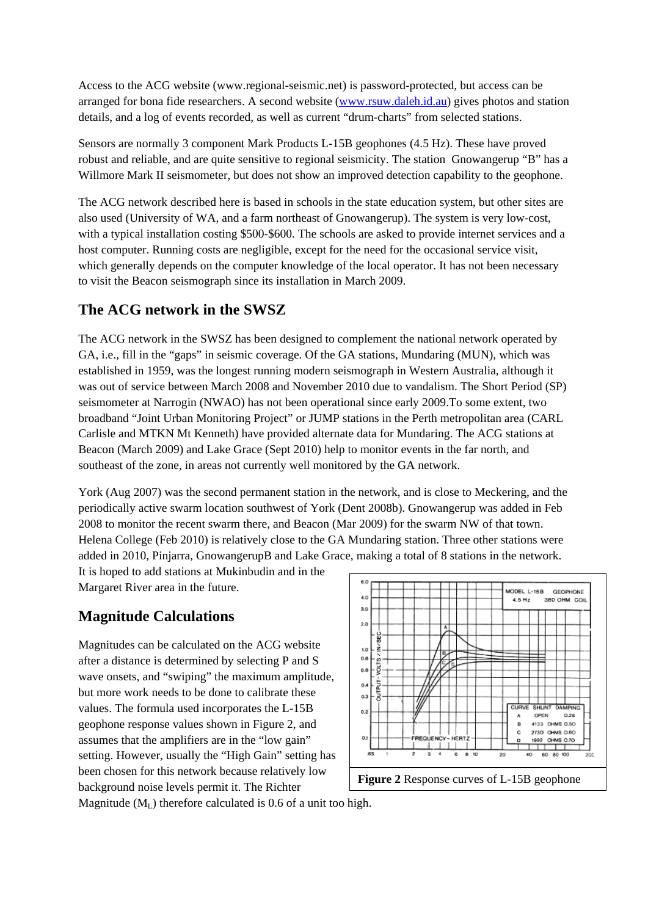Access to the ACG website (www.regional-seismic.net) is password-protected, but access can be arranged for bona fide researchers. A second website (www.rsuw.daleh.id.au) gives photos and station details, and a log of events recorded, as well as current "drum-charts" from selected stations.

Sensors are normally 3 component Mark Products L-15B geophones (4.5 Hz). These have proved robust and reliable, and are quite sensitive to regional seismicity. The station Gnowangerup "B" has a Willmore Mark II seismometer, but does not show an improved detection capability to the geophone.

The ACG network described here is based in schools in the state education system, but other sites are also used (University of WA, and a farm northeast of Gnowangerup). The system is very low-cost, with a typical installation costing $500-$600. The schools are asked to provide internet services and a host computer. Running costs are negligible, except for the need for the occasional service visit, which generally depends on the computer knowledge of the local operator. It has not been necessary to visit the Beacon seismograph since its installation in March 2009.

## The ACG network in the SWSZ

The ACG network in the SWSZ has been designed to complement the national network operated by GA, i.e., fill in the "gaps" in seismic coverage. Of the GA stations, Mundaring (MUN), which was established in 1959, was the longest running modern seismograph in Western Australia, although it was out of service between March 2008 and November 2010 due to vandalism. The Short Period (SP) seismometer at Narrogin (NWAO) has not been operational since early 2009.To some extent, two broadband "Joint Urban Monitoring Project" or JUMP stations in the Perth metropolitan area (CARL Carlisle and MTKN Mt Kenneth) have provided alternate data for Mundaring. The ACG stations at Beacon (March 2009) and Lake Grace (Sept 2010) help to monitor events in the far north, and southeast of the zone, in areas not currently well monitored by the GA network.

York (Aug 2007) was the second permanent station in the network, and is close to Meckering, and the periodically active swarm location southwest of York (Dent 2008b). Gnowangerup was added in Feb 2008 to monitor the recent swarm there, and Beacon (Mar 2009) for the swarm NW of that town. Helena College (Feb 2010) is relatively close to the GA Mundaring station. Three other stations were added in 2010, Pinjarra, GnowangerupB and Lake Grace, making a total of 8 stations in the network. It is hoped to add stations at Mukinbudin and in the Margaret River area in the future.

## Magnitude Calculations

Magnitudes can be calculated on the ACG website after a distance is determined by selecting P and S wave onsets, and "swiping" the maximum amplitude, but more work needs to be done to calibrate these values. The formula used incorporates the L-15B geophone response values shown in Figure 2, and assumes that the amplifiers are in the "low gain" setting. However, usually the "High Gain" setting has been chosen for this network because relatively low background noise levels permit it. The Richter Magnitude ($M_L$) therefore calculated is 0.6 of a unit too high.

**Figure 2** Response curves of L-15B geophone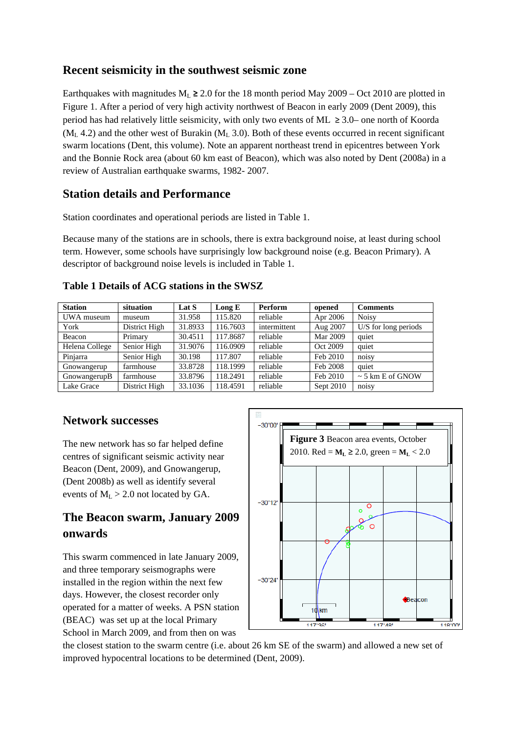## Recent seismicity in the southwest seismic zone

Earthquakes with magnitudes $M_L \geq 2.0$ for the 18 month period May 2009 – Oct 2010 are plotted in Figure 1. After a period of very high activity northwest of Beacon in early 2009 (Dent 2009), this period has had relatively little seismicity, with only two events of ML $\geq 3.0$– one north of Koorda ($M_L$ 4.2) and the other west of Burakin ($M_L$ 3.0). Both of these events occurred in recent significant swarm locations (Dent, this volume). Note an apparent northeast trend in epicentres between York and the Bonnie Rock area (about 60 km east of Beacon), which was also noted by Dent (2008a) in a review of Australian earthquake swarms, 1982- 2007.

## Station details and Performance

Station coordinates and operational periods are listed in Table 1.

Because many of the stations are in schools, there is extra background noise, at least during school term. However, some schools have surprisingly low background noise (e.g. Beacon Primary). A descriptor of background noise levels is included in Table 1.

**Table 1 Details of ACG stations in the SWSZ**

| Station | situation | Lat S | Long E | Perform | opened | Comments |
|---|---|---|---|---|---|---|
| UWA museum | museum | 31.958 | 115.820 | reliable | Apr 2006 | Noisy |
| York | District High | 31.8933 | 116.7603 | intermittent | Aug 2007 | U/S for long periods |
| Beacon | Primary | 30.4511 | 117.8687 | reliable | Mar 2009 | quiet |
| Helena College | Senior High | 31.9076 | 116.0909 | reliable | Oct 2009 | quiet |
| Pinjarra | Senior High | 30.198 | 117.807 | reliable | Feb 2010 | noisy |
| Gnowangerup | farmhouse | 33.8728 | 118.1999 | reliable | Feb 2008 | quiet |
| GnowangerupB | farmhouse | 33.8796 | 118.2491 | reliable | Feb 2010 | ~ 5 km E of GNOW |
| Lake Grace | District High | 33.1036 | 118.4591 | reliable | Sept 2010 | noisy |

## Network successes

The new network has so far helped define centres of significant seismic activity near Beacon (Dent, 2009), and Gnowangerup, (Dent 2008b) as well as identify several events of $M_L > 2.0$ not located by GA.

**Figure 3** Beacon area events, October 2010. Red = $M_L \geq 2.0$, green = $M_L < 2.0$

## The Beacon swarm, January 2009 onwards

This swarm commenced in late January 2009, and three temporary seismographs were installed in the region within the next few days. However, the closest recorder only operated for a matter of weeks. A PSN station (BEAC) was set up at the local Primary School in March 2009, and from then on was the closest station to the swarm centre (i.e. about 26 km SE of the swarm) and allowed a new set of improved hypocentral locations to be determined (Dent, 2009).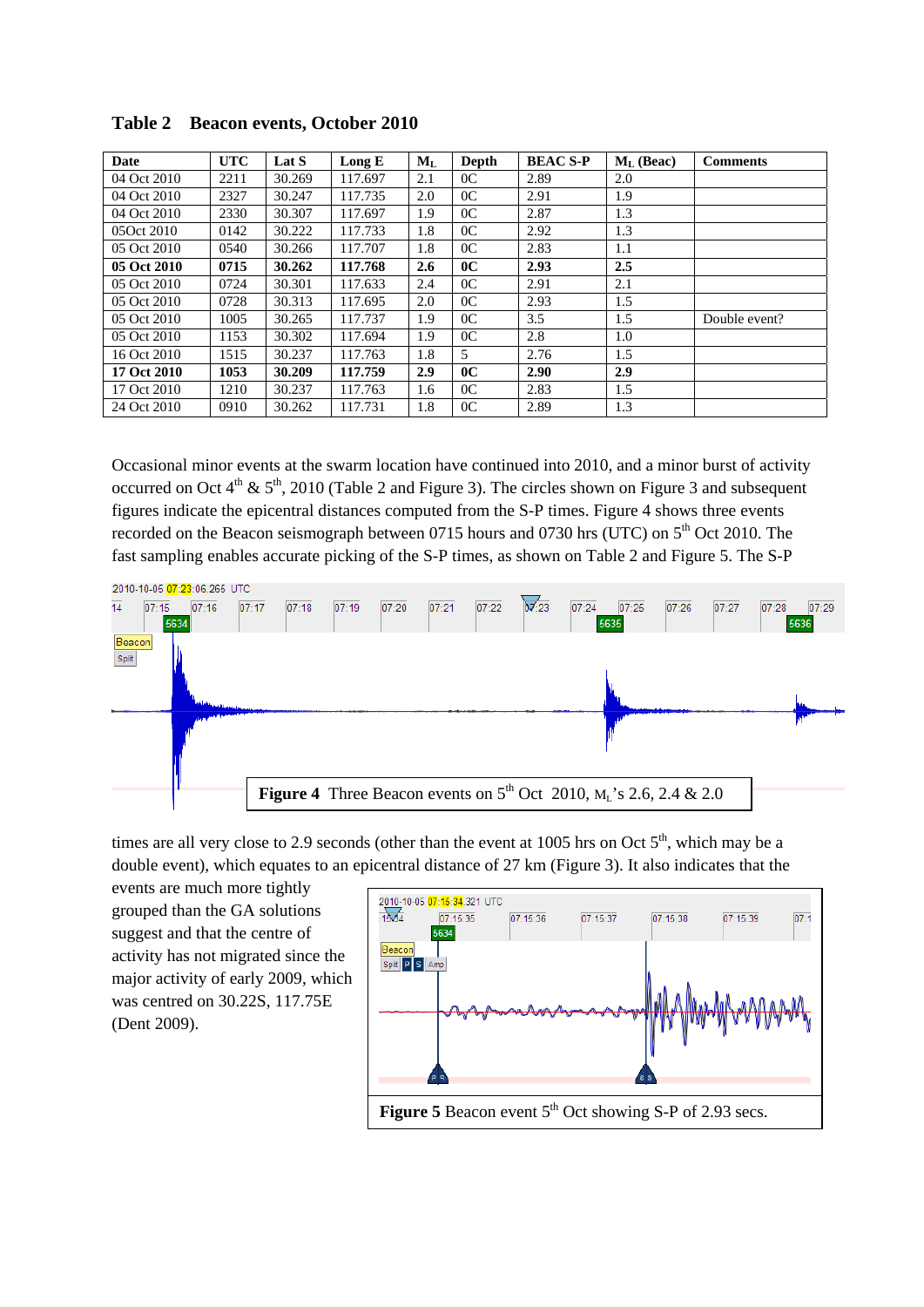**Table 2 Beacon events, October 2010**

| Date | UTC | Lat S | Long E | $M_L$ | Depth | BEAC S-P | $M_L$ (Beac) | Comments |
|---|---|---|---|---|---|---|---|---|
| 04 Oct 2010 | 2211 | 30.269 | 117.697 | 2.1 | 0C | 2.89 | 2.0 | |
| 04 Oct 2010 | 2327 | 30.247 | 117.735 | 2.0 | 0C | 2.91 | 1.9 | |
| 04 Oct 2010 | 2330 | 30.307 | 117.697 | 1.9 | 0C | 2.87 | 1.3 | |
| 05Oct 2010 | 0142 | 30.222 | 117.733 | 1.8 | 0C | 2.92 | 1.3 | |
| 05 Oct 2010 | 0540 | 30.266 | 117.707 | 1.8 | 0C | 2.83 | 1.1 | |
| **05 Oct 2010** | **0715** | **30.262** | **117.768** | **2.6** | **0C** | **2.93** | **2.5** | |
| 05 Oct 2010 | 0724 | 30.301 | 117.633 | 2.4 | 0C | 2.91 | 2.1 | |
| 05 Oct 2010 | 0728 | 30.313 | 117.695 | 2.0 | 0C | 2.93 | 1.5 | |
| 05 Oct 2010 | 1005 | 30.265 | 117.737 | 1.9 | 0C | 3.5 | 1.5 | Double event? |
| 05 Oct 2010 | 1153 | 30.302 | 117.694 | 1.9 | 0C | 2.8 | 1.0 | |
| 16 Oct 2010 | 1515 | 30.237 | 117.763 | 1.8 | 5 | 2.76 | 1.5 | |
| **17 Oct 2010** | **1053** | **30.209** | **117.759** | **2.9** | **0C** | **2.90** | **2.9** | |
| 17 Oct 2010 | 1210 | 30.237 | 117.763 | 1.6 | 0C | 2.83 | 1.5 | |
| 24 Oct 2010 | 0910 | 30.262 | 117.731 | 1.8 | 0C | 2.89 | 1.3 | |

Occasional minor events at the swarm location have continued into 2010, and a minor burst of activity occurred on Oct 4th & 5th, 2010 (Table 2 and Figure 3). The circles shown on Figure 3 and subsequent figures indicate the epicentral distances computed from the S-P times. Figure 4 shows three events recorded on the Beacon seismograph between 0715 hours and 0730 hrs (UTC) on 5th Oct 2010. The fast sampling enables accurate picking of the S-P times, as shown on Table 2 and Figure 5. The S-P times are all very close to 2.9 seconds (other than the event at 1005 hrs on Oct 5th, which may be a double event), which equates to an epicentral distance of 27 km (Figure 3). It also indicates that the events are much more tightly grouped than the GA solutions suggest and that the centre of activity has not migrated since the major activity of early 2009, which was centred on 30.22S, 117.75E (Dent 2009).

**Figure 4** Three Beacon events on 5th Oct 2010, $M_L$'s 2.6, 2.4 & 2.0

**Figure 5** Beacon event 5th Oct showing S-P of 2.93 secs.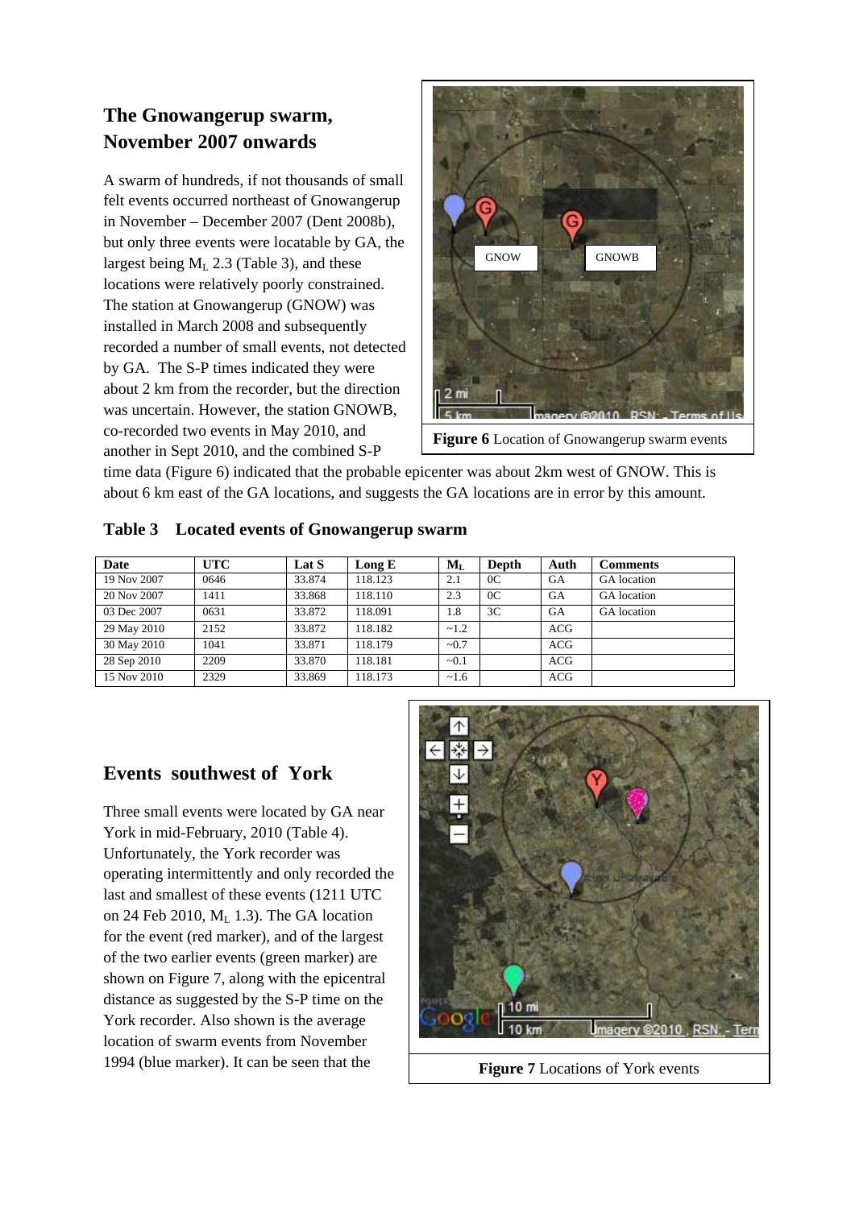## The Gnowangerup swarm, November 2007 onwards

A swarm of hundreds, if not thousands of small felt events occurred northeast of Gnowangerup in November – December 2007 (Dent 2008b), but only three events were locatable by GA, the largest being $M_L$ 2.3 (Table 3), and these locations were relatively poorly constrained. The station at Gnowangerup (GNOW) was installed in March 2008 and subsequently recorded a number of small events, not detected by GA. The S-P times indicated they were about 2 km from the recorder, but the direction was uncertain. However, the station GNOWB, co-recorded two events in May 2010, and another in Sept 2010, and the combined S-P time data (Figure 6) indicated that the probable epicenter was about 2km west of GNOW. This is about 6 km east of the GA locations, and suggests the GA locations are in error by this amount.

**Figure 6** Location of Gnowangerup swarm events

**Table 3 Located events of Gnowangerup swarm**

| Date | UTC | Lat S | Long E | $M_L$ | Depth | Auth | Comments |
|---|---|---|---|---|---|---|---|
| 19 Nov 2007 | 0646 | 33.874 | 118.123 | 2.1 | 0C | GA | GA location |
| 20 Nov 2007 | 1411 | 33.868 | 118.110 | 2.3 | 0C | GA | GA location |
| 03 Dec 2007 | 0631 | 33.872 | 118.091 | 1.8 | 3C | GA | GA location |
| 29 May 2010 | 2152 | 33.872 | 118.182 | ~1.2 | | ACG | |
| 30 May 2010 | 1041 | 33.871 | 118.179 | ~0.7 | | ACG | |
| 28 Sep 2010 | 2209 | 33.870 | 118.181 | ~0.1 | | ACG | |
| 15 Nov 2010 | 2329 | 33.869 | 118.173 | ~1.6 | | ACG | |

## Events southwest of York

Three small events were located by GA near York in mid-February, 2010 (Table 4). Unfortunately, the York recorder was operating intermittently and only recorded the last and smallest of these events (1211 UTC on 24 Feb 2010, $M_L$ 1.3). The GA location for the event (red marker), and of the largest of the two earlier events (green marker) are shown on Figure 7, along with the epicentral distance as suggested by the S-P time on the York recorder. Also shown is the average location of swarm events from November 1994 (blue marker). It can be seen that the

**Figure 7** Locations of York events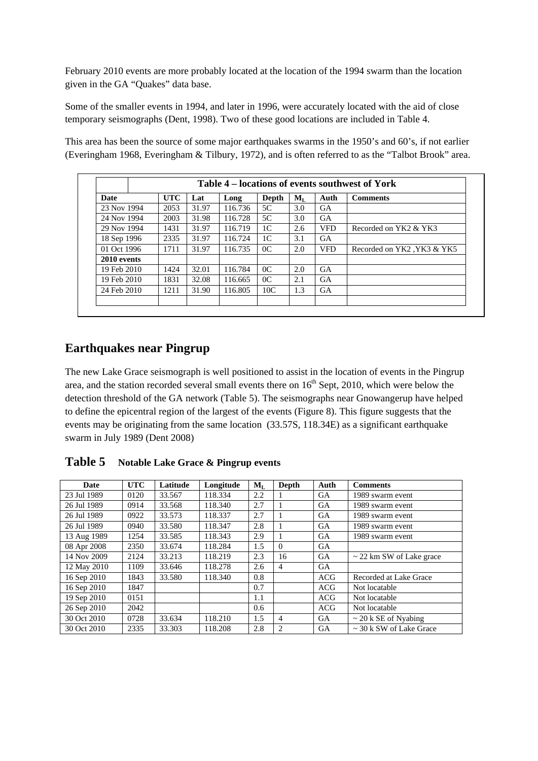February 2010 events are more probably located at the location of the 1994 swarm than the location given in the GA "Quakes" data base.

Some of the smaller events in 1994, and later in 1996, were accurately located with the aid of close temporary seismographs (Dent, 1998). Two of these good locations are included in Table 4.

This area has been the source of some major earthquakes swarms in the 1950's and 60's, if not earlier (Everingham 1968, Everingham & Tilbury, 1972), and is often referred to as the "Talbot Brook" area.

**Table 4 – locations of events southwest of York**

| Date | UTC | Lat | Long | Depth | $M_L$ | Auth | Comments |
|---|---|---|---|---|---|---|---|
| 23 Nov 1994 | 2053 | 31.97 | 116.736 | 5C | 3.0 | GA | |
| 24 Nov 1994 | 2003 | 31.98 | 116.728 | 5C | 3.0 | GA | |
| 29 Nov 1994 | 1431 | 31.97 | 116.719 | 1C | 2.6 | VFD | Recorded on YK2 & YK3 |
| 18 Sep 1996 | 2335 | 31.97 | 116.724 | 1C | 3.1 | GA | |
| 01 Oct 1996 | 1711 | 31.97 | 116.735 | 0C | 2.0 | VFD | Recorded on YK2 ,YK3 & YK5 |
| **2010 events** | | | | | | | |
| 19 Feb 2010 | 1424 | 32.01 | 116.784 | 0C | 2.0 | GA | |
| 19 Feb 2010 | 1831 | 32.08 | 116.665 | 0C | 2.1 | GA | |
| 24 Feb 2010 | 1211 | 31.90 | 116.805 | 10C | 1.3 | GA | |
| | | | | | | | |

## Earthquakes near Pingrup

The new Lake Grace seismograph is well positioned to assist in the location of events in the Pingrup area, and the station recorded several small events there on 16th Sept, 2010, which were below the detection threshold of the GA network (Table 5). The seismographs near Gnowangerup have helped to define the epicentral region of the largest of the events (Figure 8). This figure suggests that the events may be originating from the same location (33.57S, 118.34E) as a significant earthquake swarm in July 1989 (Dent 2008)

**Table 5** **Notable Lake Grace & Pingrup events**

| Date | UTC | Latitude | Longitude | $M_L$ | Depth | Auth | Comments |
|---|---|---|---|---|---|---|---|
| 23 Jul 1989 | 0120 | 33.567 | 118.334 | 2.2 | 1 | GA | 1989 swarm event |
| 26 Jul 1989 | 0914 | 33.568 | 118.340 | 2.7 | 1 | GA | 1989 swarm event |
| 26 Jul 1989 | 0922 | 33.573 | 118.337 | 2.7 | 1 | GA | 1989 swarm event |
| 26 Jul 1989 | 0940 | 33.580 | 118.347 | 2.8 | 1 | GA | 1989 swarm event |
| 13 Aug 1989 | 1254 | 33.585 | 118.343 | 2.9 | 1 | GA | 1989 swarm event |
| 08 Apr 2008 | 2350 | 33.674 | 118.284 | 1.5 | 0 | GA | |
| 14 Nov 2009 | 2124 | 33.213 | 118.219 | 2.3 | 16 | GA | ~ 22 km SW of Lake grace |
| 12 May 2010 | 1109 | 33.646 | 118.278 | 2.6 | 4 | GA | |
| 16 Sep 2010 | 1843 | 33.580 | 118.340 | 0.8 | | ACG | Recorded at Lake Grace |
| 16 Sep 2010 | 1847 | | | 0.7 | | ACG | Not locatable |
| 19 Sep 2010 | 0151 | | | 1.1 | | ACG | Not locatable |
| 26 Sep 2010 | 2042 | | | 0.6 | | ACG | Not locatable |
| 30 Oct 2010 | 0728 | 33.634 | 118.210 | 1.5 | 4 | GA | ~ 20 k SE of Nyabing |
| 30 Oct 2010 | 2335 | 33.303 | 118.208 | 2.8 | 2 | GA | ~ 30 k SW of Lake Grace |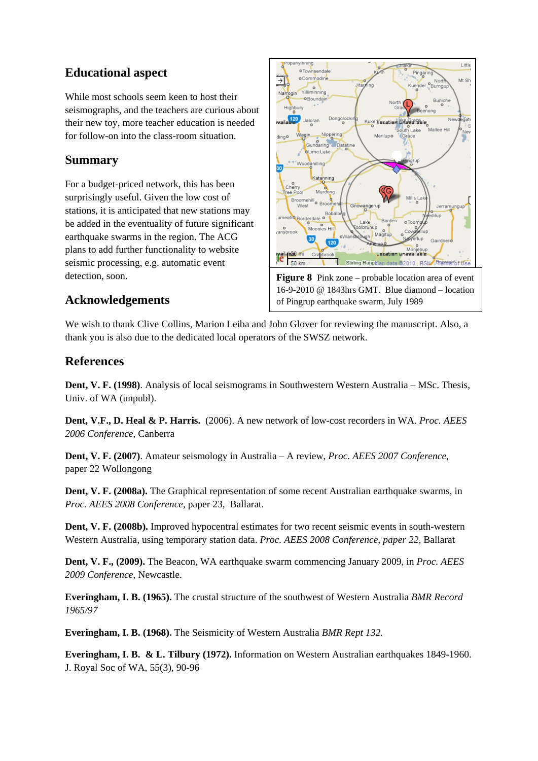## Educational aspect

While most schools seem keen to host their seismographs, and the teachers are curious about their new toy, more teacher education is needed for follow-on into the class-room situation.

## Summary

For a budget-priced network, this has been surprisingly useful. Given the low cost of stations, it is anticipated that new stations may be added in the eventuality of future significant earthquake swarms in the region. The ACG plans to add further functionality to website seismic processing, e.g. automatic event detection, soon.

**Figure 8** Pink zone – probable location area of event 16-9-2010 @ 1843hrs GMT. Blue diamond – location of Pingrup earthquake swarm, July 1989

## Acknowledgements

We wish to thank Clive Collins, Marion Leiba and John Glover for reviewing the manuscript. Also, a thank you is also due to the dedicated local operators of the SWSZ network.

## References

**Dent, V. F. (1998)**. Analysis of local seismograms in Southwestern Western Australia – MSc. Thesis, Univ. of WA (unpubl).

**Dent, V.F., D. Heal & P. Harris.** (2006). A new network of low-cost recorders in WA. *Proc. AEES 2006 Conference*, Canberra

**Dent, V. F. (2007)**. Amateur seismology in Australia – A review, *Proc. AEES 2007 Conference*, paper 22 Wollongong

**Dent, V. F. (2008a).** The Graphical representation of some recent Australian earthquake swarms, in *Proc. AEES 2008 Conference*, paper 23, Ballarat.

**Dent, V. F. (2008b).** Improved hypocentral estimates for two recent seismic events in south-western Western Australia, using temporary station data. *Proc. AEES 2008 Conference, paper 22*, Ballarat

**Dent, V. F., (2009).** The Beacon, WA earthquake swarm commencing January 2009, in *Proc. AEES 2009 Conference*, Newcastle.

**Everingham, I. B. (1965).** The crustal structure of the southwest of Western Australia *BMR Record 1965/97*

**Everingham, I. B. (1968).** The Seismicity of Western Australia *BMR Rept 132.*

**Everingham, I. B. & L. Tilbury (1972).** Information on Western Australian earthquakes 1849-1960. J. Royal Soc of WA, 55(3), 90-96